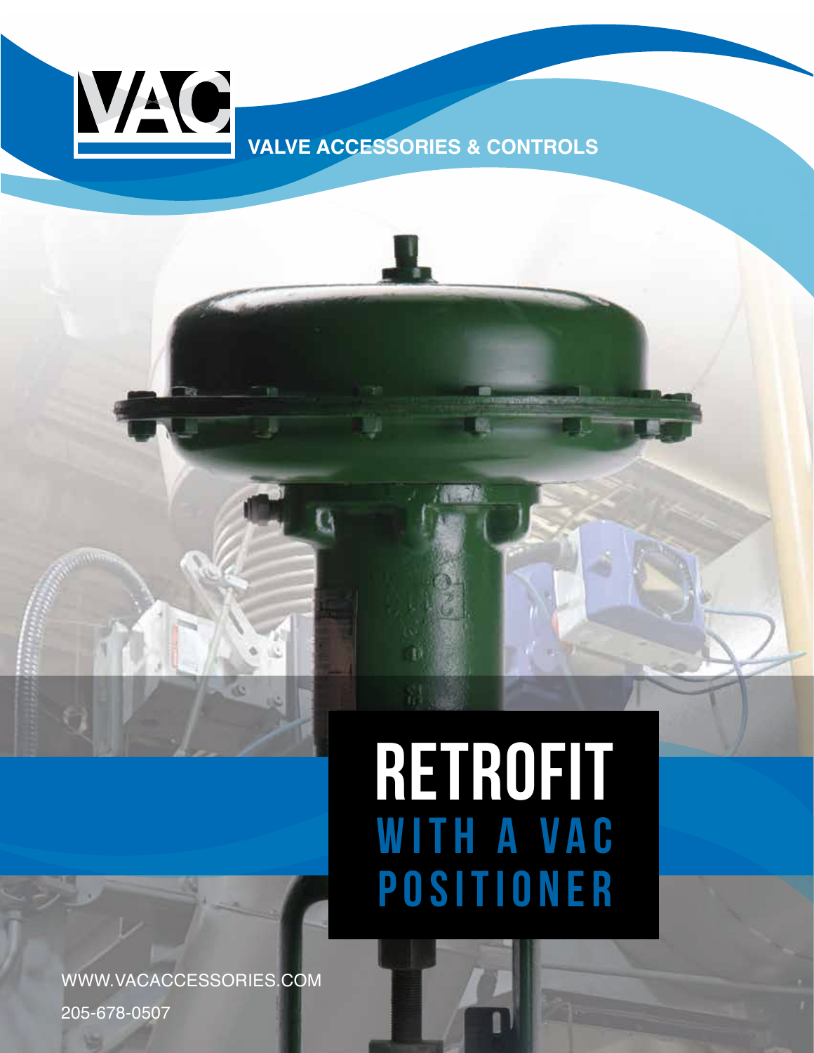VAC

VALVE ACCESSORIES & CONTROLS

# RETROFIT WITH A VAC POSITIONER

WWW.VACACCESSORIES.COM

205-678-0507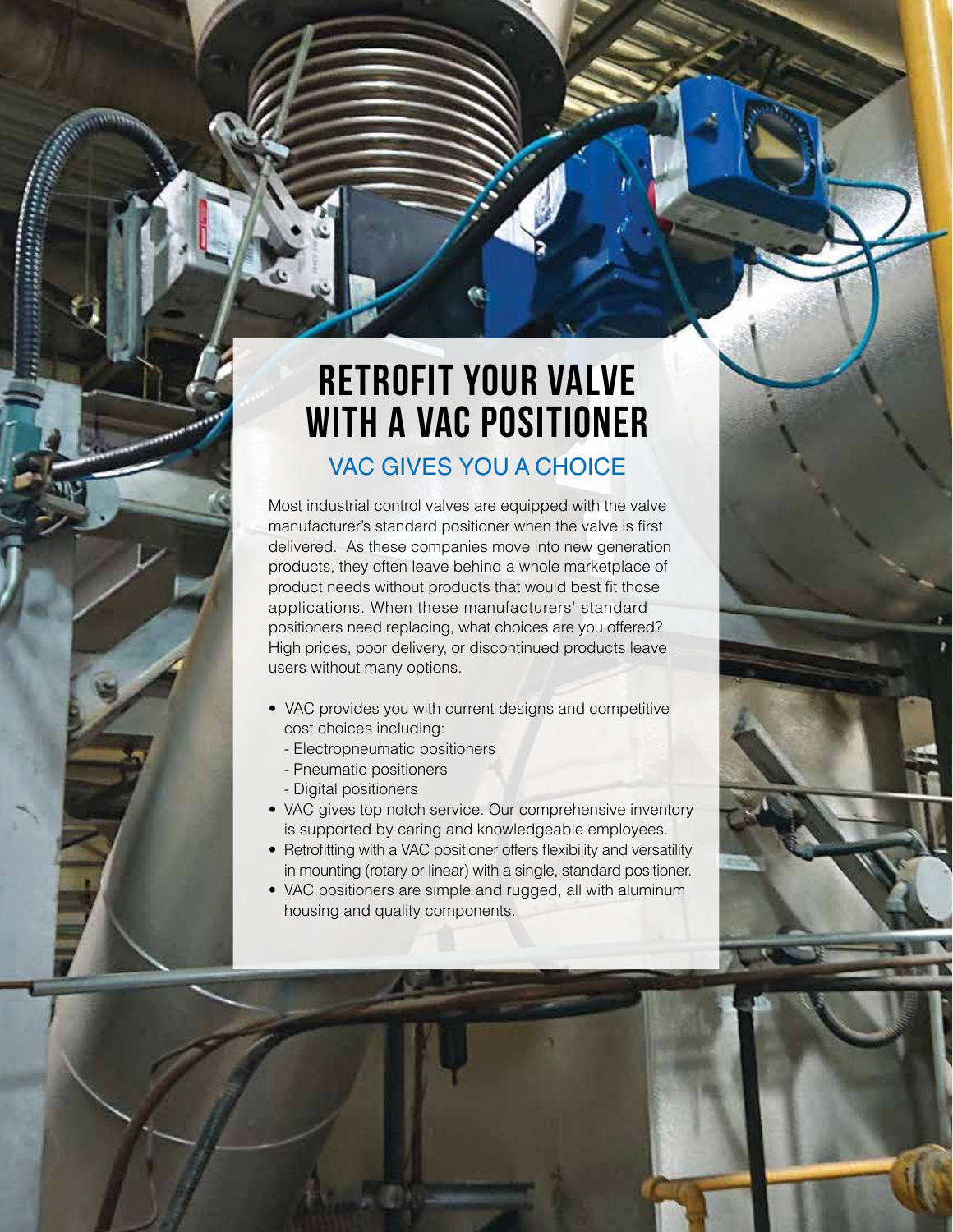# RETROFIT YOUR VALVE WITH A VAC POSITIONER

## VAC GIVES YOU A CHOICE

Most industrial control valves are equipped with the valve manufacturer's standard positioner when the valve is first delivered. As these companies move into new generation products, they often leave behind a whole marketplace of product needs without products that would best fit those applications. When these manufacturers' standard positioners need replacing, what choices are you offered? High prices, poor delivery, or discontinued products leave users without many options.

- VAC provides you with current designs and competitive cost choices including:
  - Electropneumatic positioners
  - Pneumatic positioners
  - Digital positioners
- VAC gives top notch service. Our comprehensive inventory is supported by caring and knowledgeable employees.
- Retrofitting with a VAC positioner offers flexibility and versatility in mounting (rotary or linear) with a single, standard positioner.
- VAC positioners are simple and rugged, all with aluminum housing and quality components.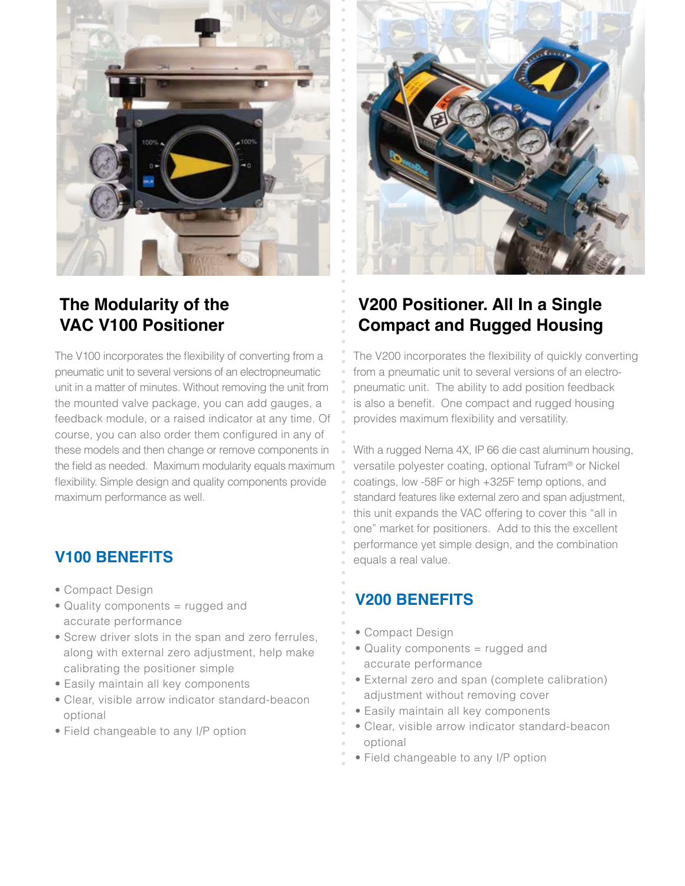## The Modularity of the VAC V100 Positioner

The V100 incorporates the flexibility of converting from a pneumatic unit to several versions of an electropneumatic unit in a matter of minutes. Without removing the unit from the mounted valve package, you can add gauges, a feedback module, or a raised indicator at any time. Of course, you can also order them configured in any of these models and then change or remove components in the field as needed. Maximum modularity equals maximum flexibility. Simple design and quality components provide maximum performance as well.

### V100 BENEFITS

- Compact Design
- Quality components = rugged and accurate performance
- Screw driver slots in the span and zero ferrules, along with external zero adjustment, help make calibrating the positioner simple
- Easily maintain all key components
- Clear, visible arrow indicator standard-beacon optional
- Field changeable to any I/P option

## V200 Positioner. All In a Single Compact and Rugged Housing

The V200 incorporates the flexibility of quickly converting from a pneumatic unit to several versions of an electro-pneumatic unit. The ability to add position feedback is also a benefit. One compact and rugged housing provides maximum flexibility and versatility.

With a rugged Nema 4X, IP 66 die cast aluminum housing, versatile polyester coating, optional Tufram® or Nickel coatings, low -58F or high +325F temp options, and standard features like external zero and span adjustment, this unit expands the VAC offering to cover this "all in one" market for positioners. Add to this the excellent performance yet simple design, and the combination equals a real value.

### V200 BENEFITS

- Compact Design
- Quality components = rugged and accurate performance
- External zero and span (complete calibration) adjustment without removing cover
- Easily maintain all key components
- Clear, visible arrow indicator standard-beacon optional
- Field changeable to any I/P option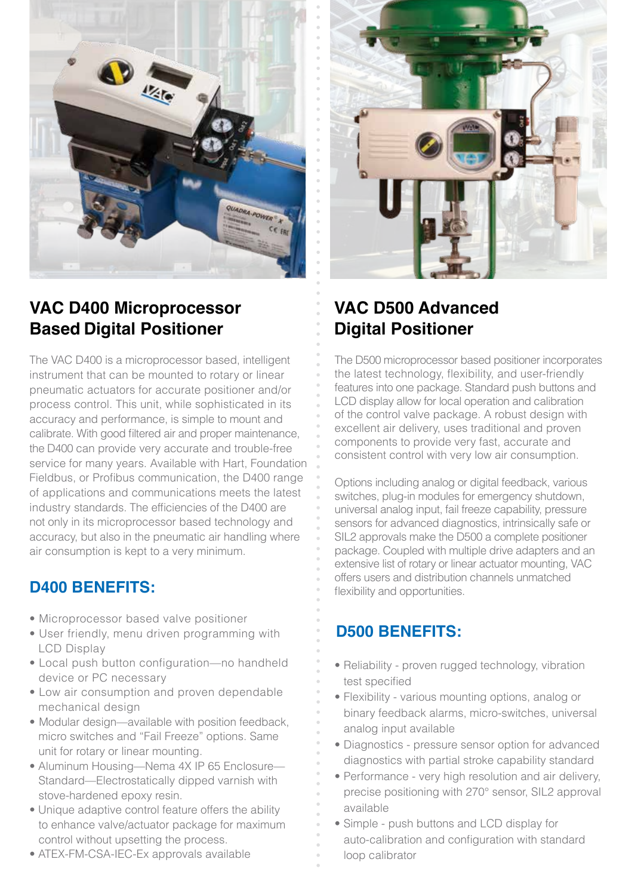## VAC D400 Microprocessor Based Digital Positioner

The VAC D400 is a microprocessor based, intelligent instrument that can be mounted to rotary or linear pneumatic actuators for accurate positioner and/or process control. This unit, while sophisticated in its accuracy and performance, is simple to mount and calibrate. With good filtered air and proper maintenance, the D400 can provide very accurate and trouble-free service for many years. Available with Hart, Foundation Fieldbus, or Profibus communication, the D400 range of applications and communications meets the latest industry standards. The efficiencies of the D400 are not only in its microprocessor based technology and accuracy, but also in the pneumatic air handling where air consumption is kept to a very minimum.

### D400 BENEFITS:

- Microprocessor based valve positioner
- User friendly, menu driven programming with LCD Display
- Local push button configuration—no handheld device or PC necessary
- Low air consumption and proven dependable mechanical design
- Modular design—available with position feedback, micro switches and "Fail Freeze" options. Same unit for rotary or linear mounting.
- Aluminum Housing—Nema 4X IP 65 Enclosure—Standard—Electrostatically dipped varnish with stove-hardened epoxy resin.
- Unique adaptive control feature offers the ability to enhance valve/actuator package for maximum control without upsetting the process.
- ATEX-FM-CSA-IEC-Ex approvals available

## VAC D500 Advanced Digital Positioner

The D500 microprocessor based positioner incorporates the latest technology, flexibility, and user-friendly features into one package. Standard push buttons and LCD display allow for local operation and calibration of the control valve package. A robust design with excellent air delivery, uses traditional and proven components to provide very fast, accurate and consistent control with very low air consumption.

Options including analog or digital feedback, various switches, plug-in modules for emergency shutdown, universal analog input, fail freeze capability, pressure sensors for advanced diagnostics, intrinsically safe or SIL2 approvals make the D500 a complete positioner package. Coupled with multiple drive adapters and an extensive list of rotary or linear actuator mounting, VAC offers users and distribution channels unmatched flexibility and opportunities.

### D500 BENEFITS:

- Reliability - proven rugged technology, vibration test specified
- Flexibility - various mounting options, analog or binary feedback alarms, micro-switches, universal analog input available
- Diagnostics - pressure sensor option for advanced diagnostics with partial stroke capability standard
- Performance - very high resolution and air delivery, precise positioning with 270° sensor, SIL2 approval available
- Simple - push buttons and LCD display for auto-calibration and configuration with standard loop calibrator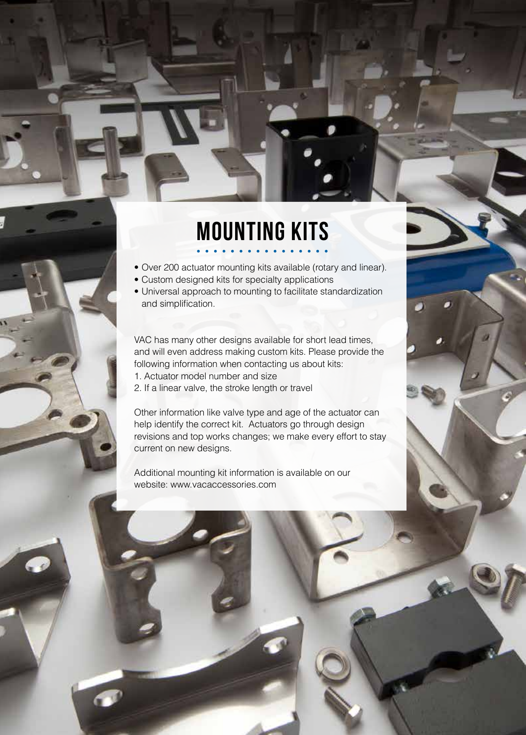# MOUNTING KITS

- Over 200 actuator mounting kits available (rotary and linear).
- Custom designed kits for specialty applications
- Universal approach to mounting to facilitate standardization and simplification.

VAC has many other designs available for short lead times, and will even address making custom kits. Please provide the following information when contacting us about kits:

1. Actuator model number and size
2. If a linear valve, the stroke length or travel

Other information like valve type and age of the actuator can help identify the correct kit. Actuators go through design revisions and top works changes; we make every effort to stay current on new designs.

Additional mounting kit information is available on our website: www.vacaccessories.com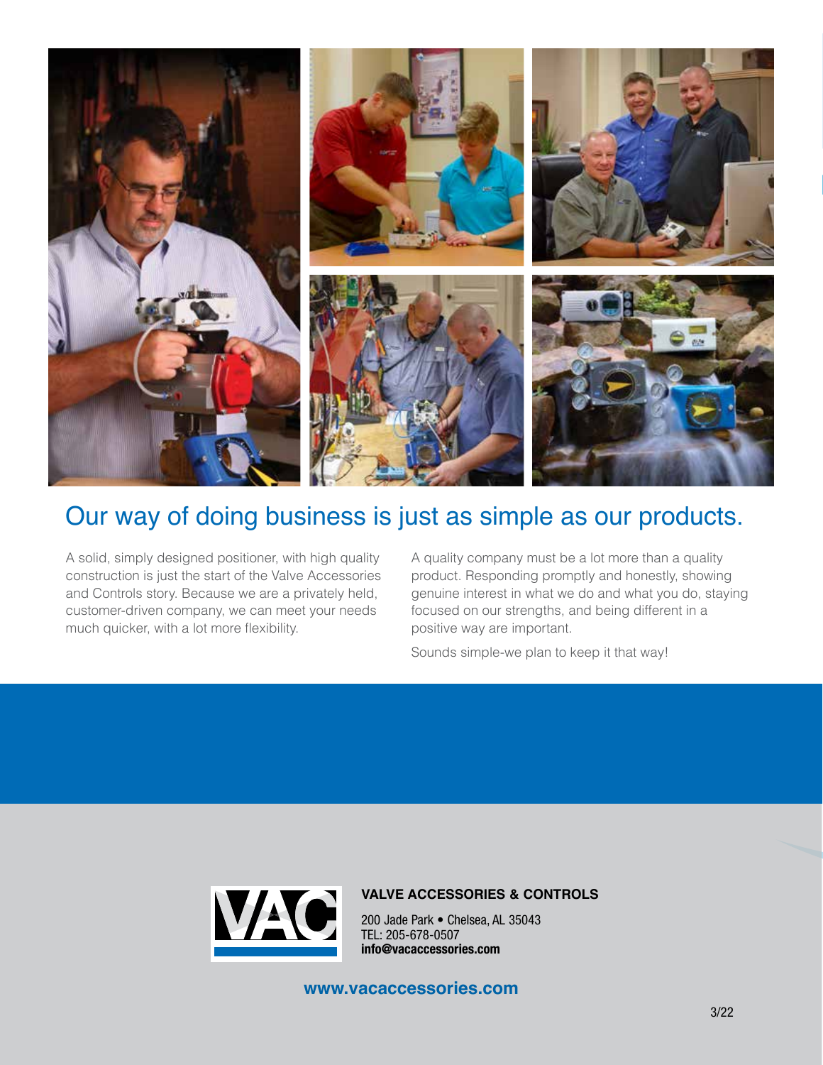## Our way of doing business is just as simple as our products.

A solid, simply designed positioner, with high quality construction is just the start of the Valve Accessories and Controls story. Because we are a privately held, customer-driven company, we can meet your needs much quicker, with a lot more flexibility.

A quality company must be a lot more than a quality product. Responding promptly and honestly, showing genuine interest in what we do and what you do, staying focused on our strengths, and being different in a positive way are important.

Sounds simple-we plan to keep it that way!

**VALVE ACCESSORIES & CONTROLS**

200 Jade Park • Chelsea, AL 35043
TEL: 205-678-0507
**info@vacaccessories.com**

**www.vacaccessories.com**

3/22